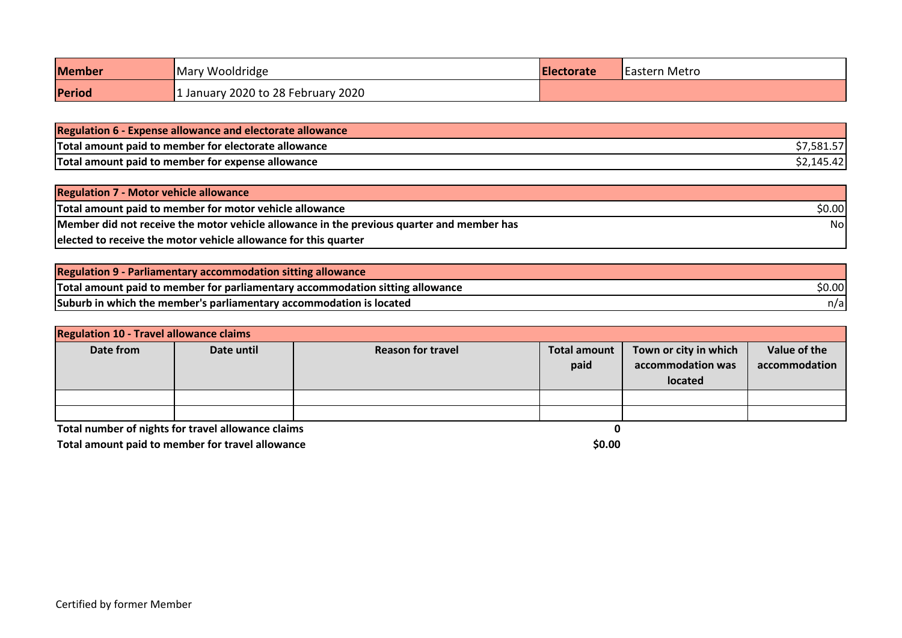| Member | Mary Wooldridge | Electorate | Eastern Metro |
|---|---|---|---|
| Period | 1 January 2020 to 28 February 2020 | | |

| Regulation 6 - Expense allowance and electorate allowance | |
|---|---|
| Total amount paid to member for electorate allowance | $7,581.57 |
| Total amount paid to member for expense allowance | $2,145.42 |

| Regulation 7 - Motor vehicle allowance | |
|---|---|
| Total amount paid to member for motor vehicle allowance | $0.00 |
| Member did not receive the motor vehicle allowance in the previous quarter and member has elected to receive the motor vehicle allowance for this quarter | No |

| Regulation 9 - Parliamentary accommodation sitting allowance | |
|---|---|
| Total amount paid to member for parliamentary accommodation sitting allowance | $0.00 |
| Suburb in which the member's parliamentary accommodation is located | n/a |

**Regulation 10 - Travel allowance claims**

| Date from | Date until | Reason for travel | Total amount paid | Town or city in which accommodation was located | Value of the accommodation |
|---|---|---|---|---|---|
| | | | | | |
| | | | | | |
| Total number of nights for travel allowance claims | | | 0 | | |
| Total amount paid to member for travel allowance | | | $0.00 | | |

Certified by former Member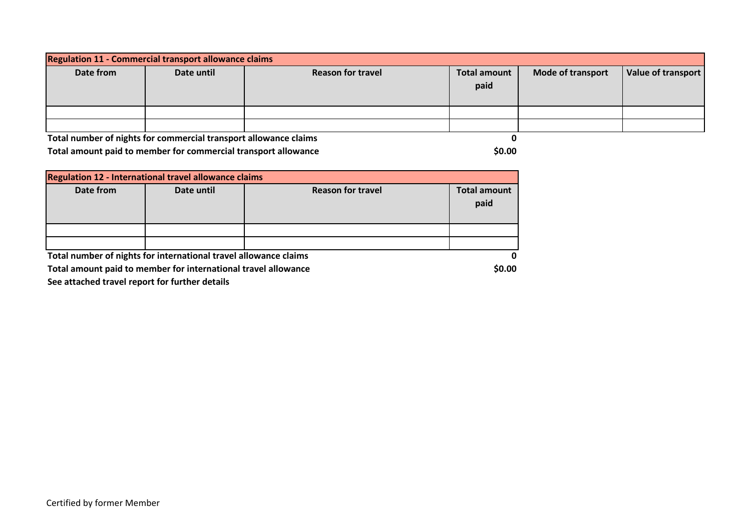| Regulation 11 - Commercial transport allowance claims | | | | | |
|---|---|---|---|---|---|
| Date from | Date until | Reason for travel | Total amount paid | Mode of transport | Value of transport |
| | | | | | |
| | | | | | |

**Total number of nights for commercial transport allowance claims** **0**

**Total amount paid to member for commercial transport allowance** **$0.00**

| Regulation 12 - International travel allowance claims | | | |
|---|---|---|---|
| Date from | Date until | Reason for travel | Total amount paid |
| | | | |
| | | | |

**Total number of nights for international travel allowance claims** **0**

**Total amount paid to member for international travel allowance** **$0.00**

**See attached travel report for further details**

Certified by former Member